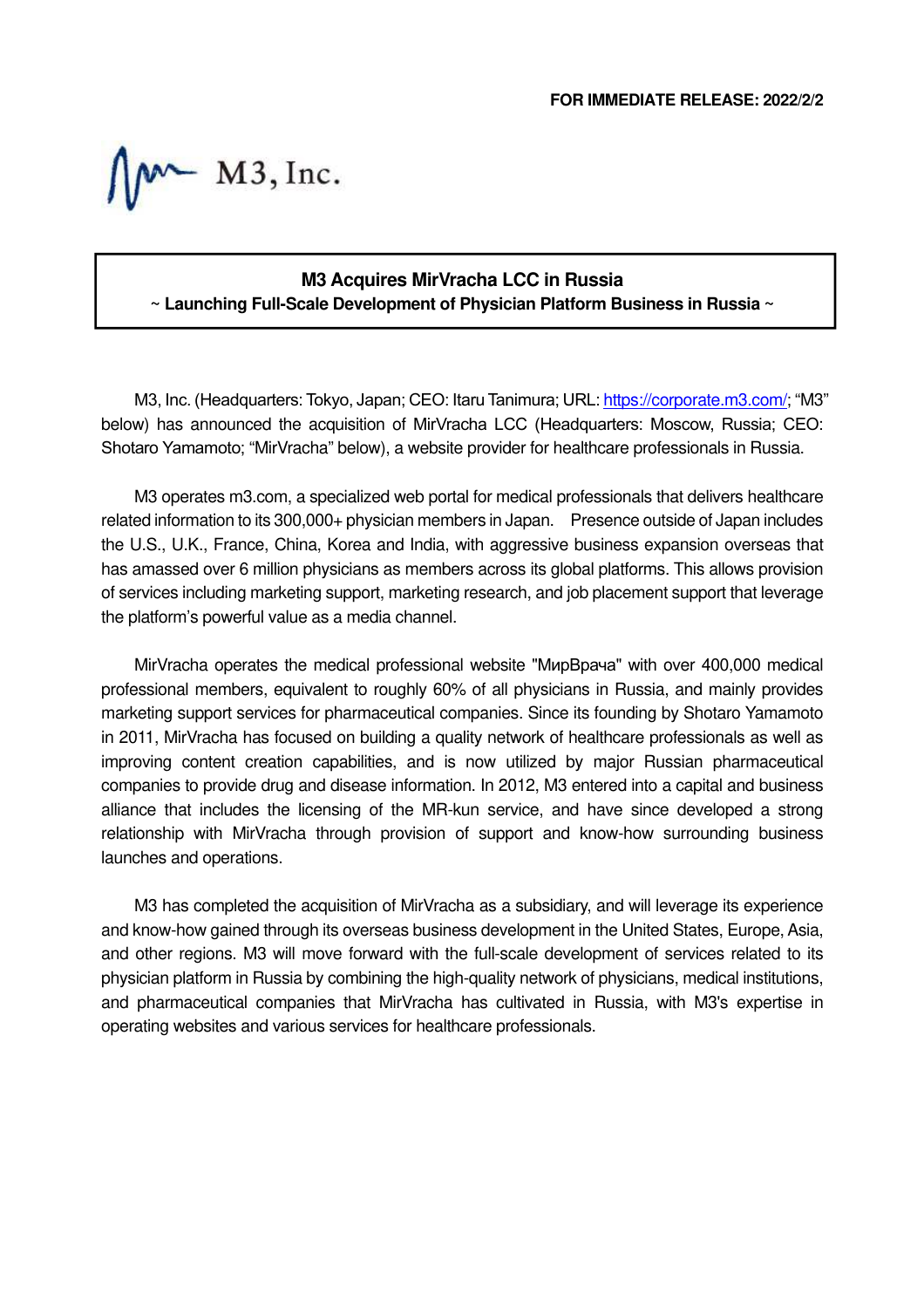**FOR IMMEDIATE RELEASE: 2022/2/2**

M3, Inc.

# M3 Acquires MirVracha LCC in Russia

**~ Launching Full-Scale Development of Physician Platform Business in Russia ~**

M3, Inc. (Headquarters: Tokyo, Japan; CEO: Itaru Tanimura; URL: https://corporate.m3.com/; "M3" below) has announced the acquisition of MirVracha LCC (Headquarters: Moscow, Russia; CEO: Shotaro Yamamoto; "MirVracha" below), a website provider for healthcare professionals in Russia.

M3 operates m3.com, a specialized web portal for medical professionals that delivers healthcare related information to its 300,000+ physician members in Japan. Presence outside of Japan includes the U.S., U.K., France, China, Korea and India, with aggressive business expansion overseas that has amassed over 6 million physicians as members across its global platforms. This allows provision of services including marketing support, marketing research, and job placement support that leverage the platform's powerful value as a media channel.

MirVracha operates the medical professional website "МирВрача" with over 400,000 medical professional members, equivalent to roughly 60% of all physicians in Russia, and mainly provides marketing support services for pharmaceutical companies. Since its founding by Shotaro Yamamoto in 2011, MirVracha has focused on building a quality network of healthcare professionals as well as improving content creation capabilities, and is now utilized by major Russian pharmaceutical companies to provide drug and disease information. In 2012, M3 entered into a capital and business alliance that includes the licensing of the MR-kun service, and have since developed a strong relationship with MirVracha through provision of support and know-how surrounding business launches and operations.

M3 has completed the acquisition of MirVracha as a subsidiary, and will leverage its experience and know-how gained through its overseas business development in the United States, Europe, Asia, and other regions. M3 will move forward with the full-scale development of services related to its physician platform in Russia by combining the high-quality network of physicians, medical institutions, and pharmaceutical companies that MirVracha has cultivated in Russia, with M3's expertise in operating websites and various services for healthcare professionals.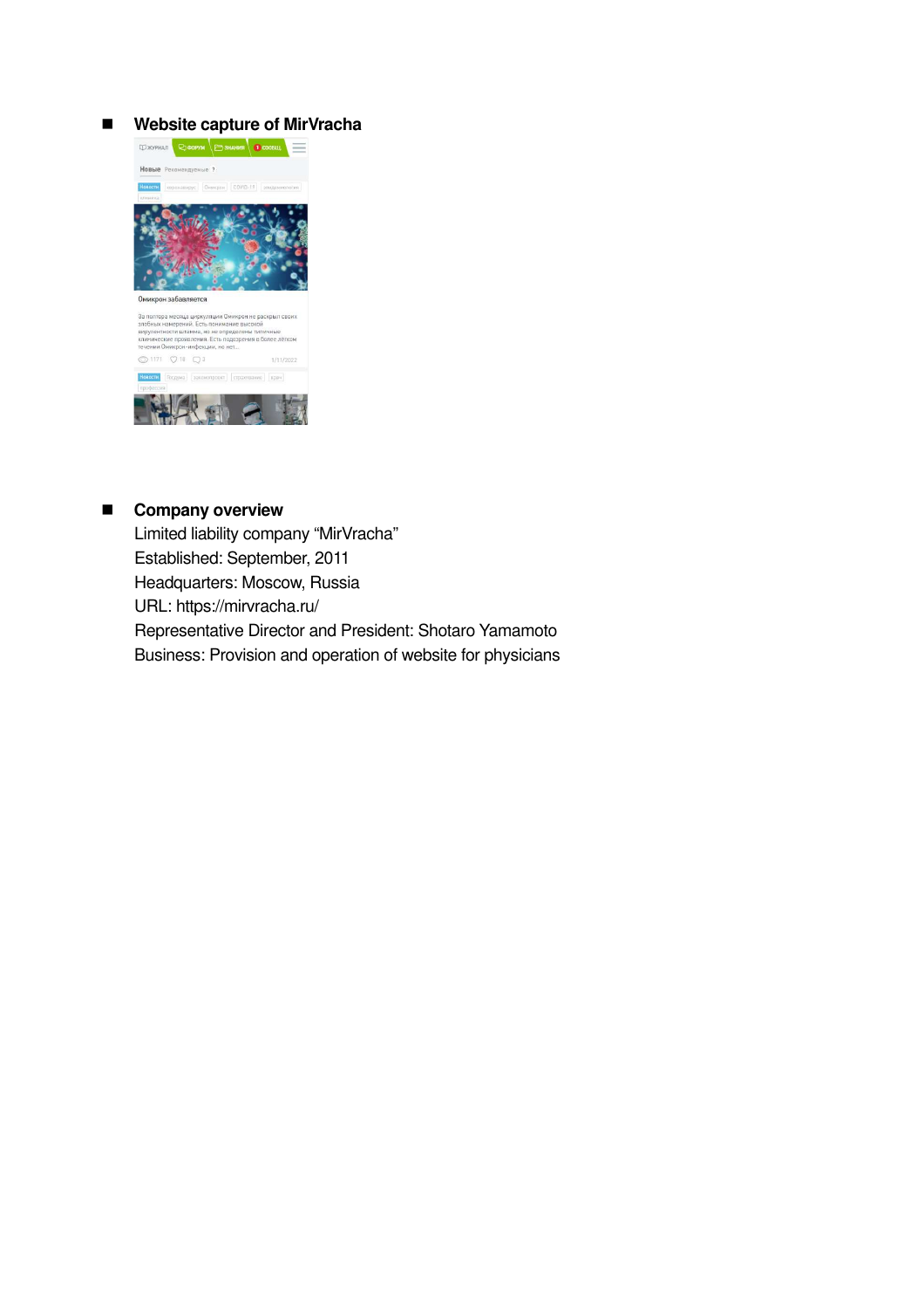- **Website capture of MirVracha**

- **Company overview**

  Limited liability company “MirVracha”
  Established: September, 2011
  Headquarters: Moscow, Russia
  URL: https://mirvracha.ru/
  Representative Director and President: Shotaro Yamamoto
  Business: Provision and operation of website for physicians